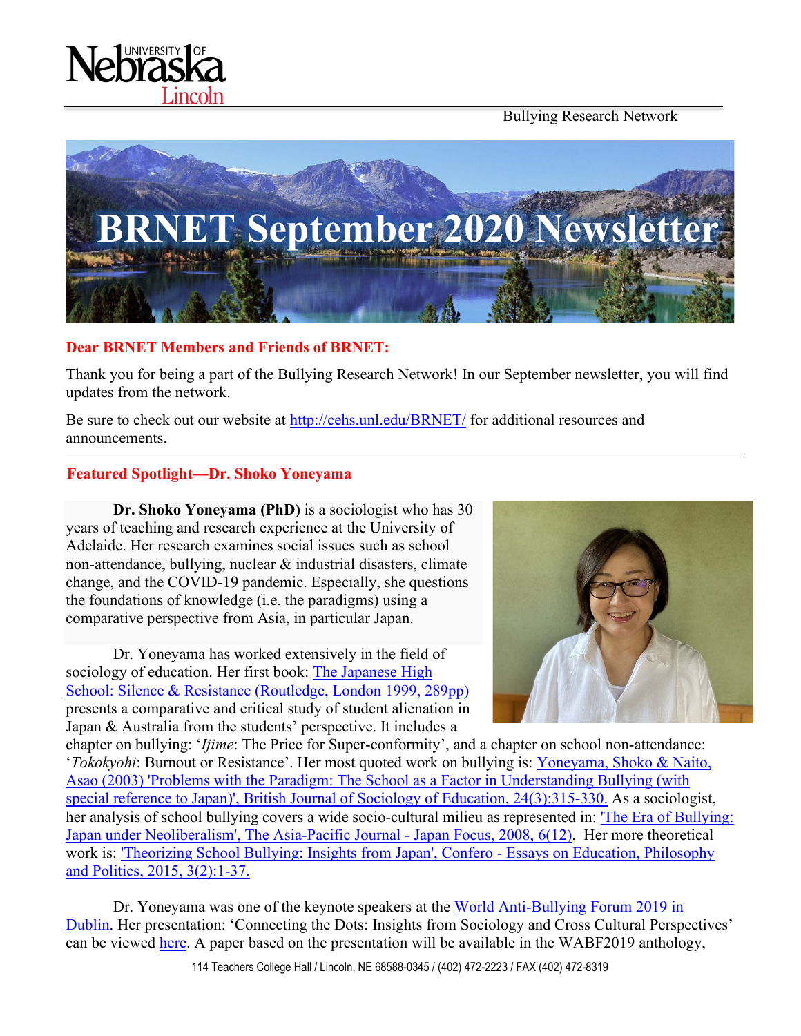Bullying Research Network

# BRNET September 2020 Newsletter

**Dear BRNET Members and Friends of BRNET:**

Thank you for being a part of the Bullying Research Network! In our September newsletter, you will find updates from the network.

Be sure to check out our website at http://cehs.unl.edu/BRNET/ for additional resources and announcements.

---

## Featured Spotlight—Dr. Shoko Yoneyama

**Dr. Shoko Yoneyama (PhD)** is a sociologist who has 30 years of teaching and research experience at the University of Adelaide. Her research examines social issues such as school non-attendance, bullying, nuclear & industrial disasters, climate change, and the COVID-19 pandemic. Especially, she questions the foundations of knowledge (i.e. the paradigms) using a comparative perspective from Asia, in particular Japan.

Dr. Yoneyama has worked extensively in the field of sociology of education. Her first book: The Japanese High School: Silence & Resistance (Routledge, London 1999, 289pp) presents a comparative and critical study of student alienation in Japan & Australia from the students' perspective. It includes a chapter on bullying: '*Ijime*: The Price for Super-conformity', and a chapter on school non-attendance: '*Tokokyohi*: Burnout or Resistance'. Her most quoted work on bullying is: Yoneyama, Shoko & Naito, Asao (2003) 'Problems with the Paradigm: The School as a Factor in Understanding Bullying (with special reference to Japan)', British Journal of Sociology of Education, 24(3):315-330. As a sociologist, her analysis of school bullying covers a wide socio-cultural milieu as represented in: 'The Era of Bullying: Japan under Neoliberalism', The Asia-Pacific Journal - Japan Focus, 2008, 6(12). Her more theoretical work is: 'Theorizing School Bullying: Insights from Japan', Confero - Essays on Education, Philosophy and Politics, 2015, 3(2):1-37.

Dr. Yoneyama was one of the keynote speakers at the World Anti-Bullying Forum 2019 in Dublin. Her presentation: 'Connecting the Dots: Insights from Sociology and Cross Cultural Perspectives' can be viewed here. A paper based on the presentation will be available in the WABF2019 anthology,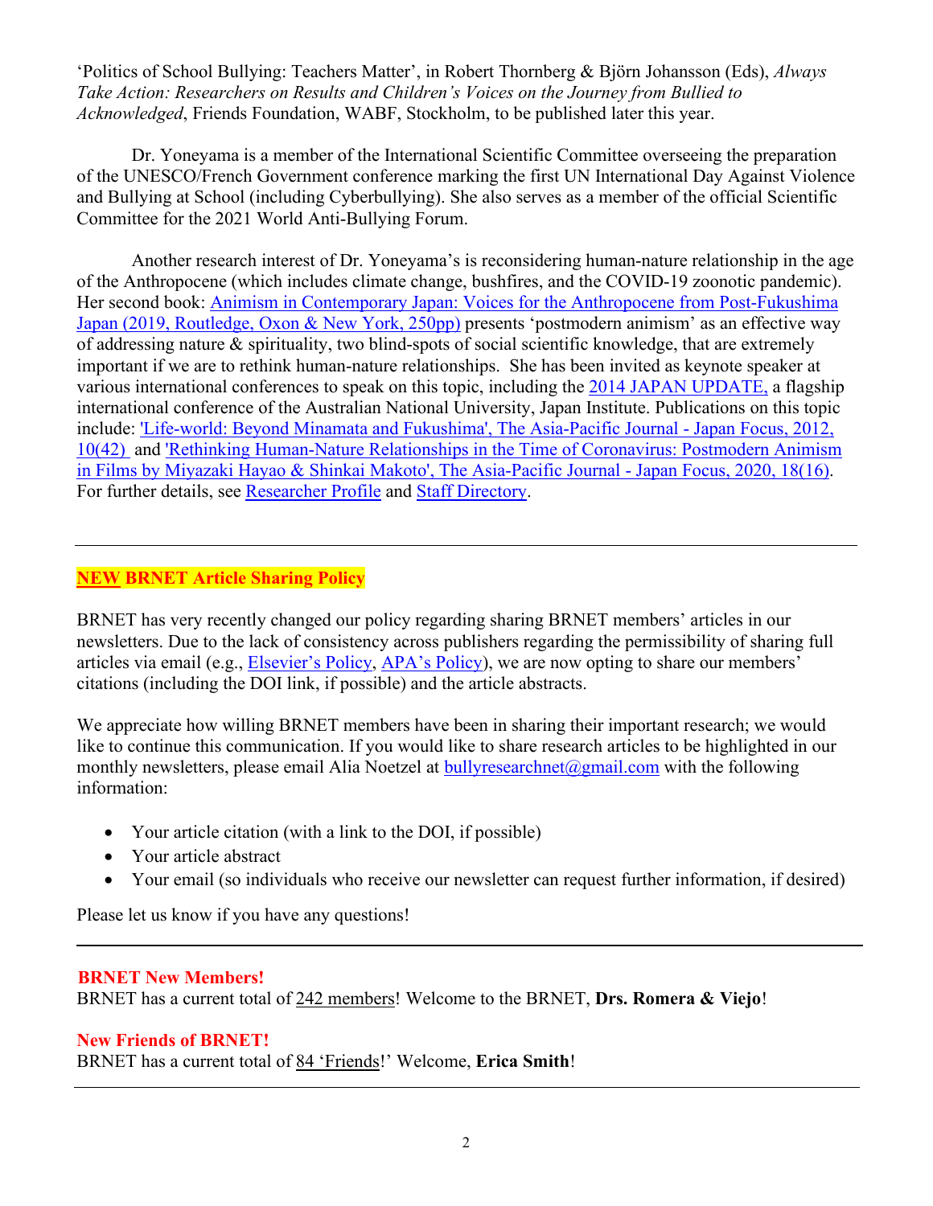'Politics of School Bullying: Teachers Matter', in Robert Thornberg & Björn Johansson (Eds), *Always Take Action: Researchers on Results and Children's Voices on the Journey from Bullied to Acknowledged*, Friends Foundation, WABF, Stockholm, to be published later this year.

Dr. Yoneyama is a member of the International Scientific Committee overseeing the preparation of the UNESCO/French Government conference marking the first UN International Day Against Violence and Bullying at School (including Cyberbullying). She also serves as a member of the official Scientific Committee for the 2021 World Anti-Bullying Forum.

Another research interest of Dr. Yoneyama's is reconsidering human-nature relationship in the age of the Anthropocene (which includes climate change, bushfires, and the COVID-19 zoonotic pandemic). Her second book: Animism in Contemporary Japan: Voices for the Anthropocene from Post-Fukushima Japan (2019, Routledge, Oxon & New York, 250pp) presents 'postmodern animism' as an effective way of addressing nature & spirituality, two blind-spots of social scientific knowledge, that are extremely important if we are to rethink human-nature relationships. She has been invited as keynote speaker at various international conferences to speak on this topic, including the 2014 JAPAN UPDATE, a flagship international conference of the Australian National University, Japan Institute. Publications on this topic include: 'Life-world: Beyond Minamata and Fukushima', The Asia-Pacific Journal - Japan Focus, 2012, 10(42) and 'Rethinking Human-Nature Relationships in the Time of Coronavirus: Postmodern Animism in Films by Miyazaki Hayao & Shinkai Makoto', The Asia-Pacific Journal - Japan Focus, 2020, 18(16). For further details, see Researcher Profile and Staff Directory.

---

## **NEW BRNET Article Sharing Policy**

BRNET has very recently changed our policy regarding sharing BRNET members' articles in our newsletters. Due to the lack of consistency across publishers regarding the permissibility of sharing full articles via email (e.g., Elsevier's Policy, APA's Policy), we are now opting to share our members' citations (including the DOI link, if possible) and the article abstracts.

We appreciate how willing BRNET members have been in sharing their important research; we would like to continue this communication. If you would like to share research articles to be highlighted in our monthly newsletters, please email Alia Noetzel at bullyresearchnet@gmail.com with the following information:

- Your article citation (with a link to the DOI, if possible)
- Your article abstract
- Your email (so individuals who receive our newsletter can request further information, if desired)

Please let us know if you have any questions!

---

**BRNET New Members!**

BRNET has a current total of 242 members! Welcome to the BRNET, **Drs. Romera & Viejo**!

**New Friends of BRNET!**

BRNET has a current total of 84 'Friends!' Welcome, **Erica Smith**!

---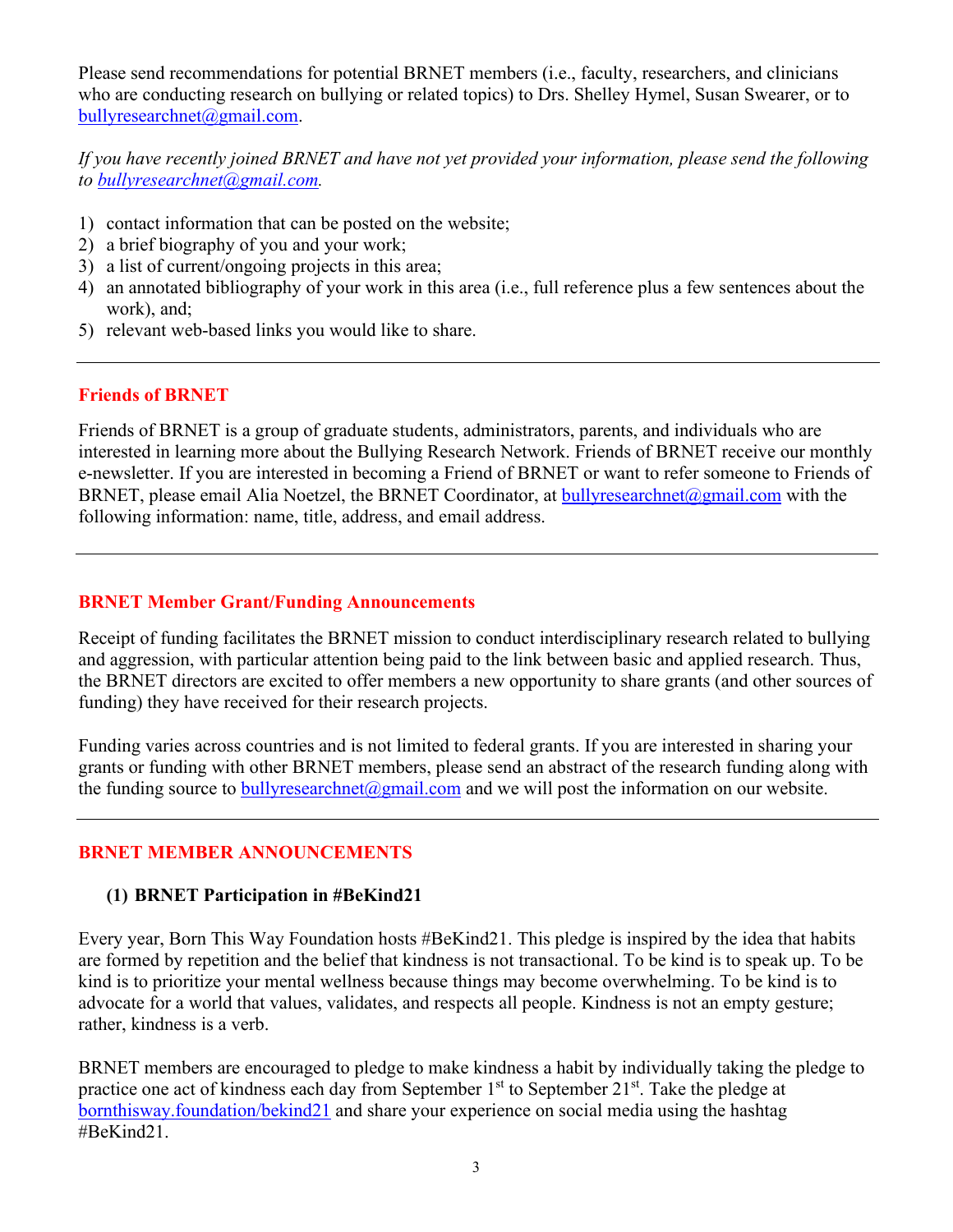Please send recommendations for potential BRNET members (i.e., faculty, researchers, and clinicians who are conducting research on bullying or related topics) to Drs. Shelley Hymel, Susan Swearer, or to bullyresearchnet@gmail.com.

*If you have recently joined BRNET and have not yet provided your information, please send the following to bullyresearchnet@gmail.com.*

1) contact information that can be posted on the website;
2) a brief biography of you and your work;
3) a list of current/ongoing projects in this area;
4) an annotated bibliography of your work in this area (i.e., full reference plus a few sentences about the work), and;
5) relevant web-based links you would like to share.

---

## Friends of BRNET

Friends of BRNET is a group of graduate students, administrators, parents, and individuals who are interested in learning more about the Bullying Research Network. Friends of BRNET receive our monthly e-newsletter. If you are interested in becoming a Friend of BRNET or want to refer someone to Friends of BRNET, please email Alia Noetzel, the BRNET Coordinator, at bullyresearchnet@gmail.com with the following information: name, title, address, and email address.

---

## BRNET Member Grant/Funding Announcements

Receipt of funding facilitates the BRNET mission to conduct interdisciplinary research related to bullying and aggression, with particular attention being paid to the link between basic and applied research. Thus, the BRNET directors are excited to offer members a new opportunity to share grants (and other sources of funding) they have received for their research projects.

Funding varies across countries and is not limited to federal grants. If you are interested in sharing your grants or funding with other BRNET members, please send an abstract of the research funding along with the funding source to bullyresearchnet@gmail.com and we will post the information on our website.

---

## BRNET MEMBER ANNOUNCEMENTS

### (1) BRNET Participation in #BeKind21

Every year, Born This Way Foundation hosts #BeKind21. This pledge is inspired by the idea that habits are formed by repetition and the belief that kindness is not transactional. To be kind is to speak up. To be kind is to prioritize your mental wellness because things may become overwhelming. To be kind is to advocate for a world that values, validates, and respects all people. Kindness is not an empty gesture; rather, kindness is a verb.

BRNET members are encouraged to pledge to make kindness a habit by individually taking the pledge to practice one act of kindness each day from September 1st to September 21st. Take the pledge at bornthisway.foundation/bekind21 and share your experience on social media using the hashtag #BeKind21.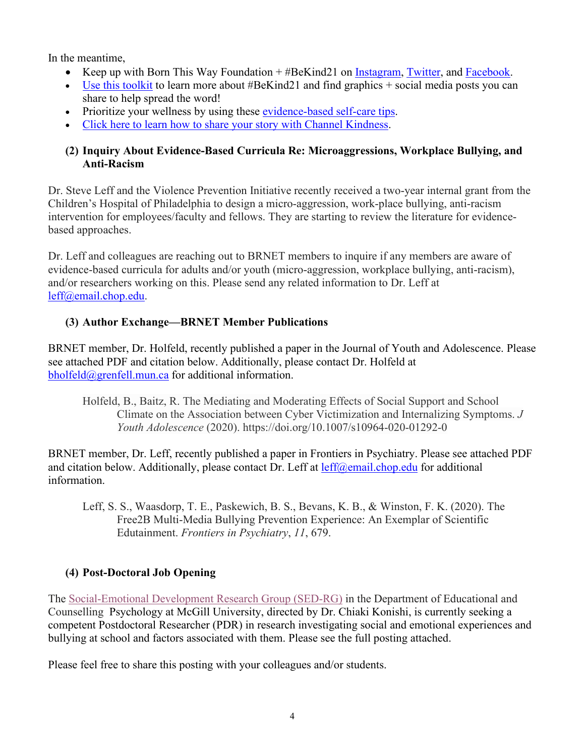In the meantime,

- Keep up with Born This Way Foundation + #BeKind21 on Instagram, Twitter, and Facebook.
- Use this toolkit to learn more about #BeKind21 and find graphics + social media posts you can share to help spread the word!
- Prioritize your wellness by using these evidence-based self-care tips.
- Click here to learn how to share your story with Channel Kindness.

### (2) Inquiry About Evidence-Based Curricula Re: Microaggressions, Workplace Bullying, and Anti-Racism

Dr. Steve Leff and the Violence Prevention Initiative recently received a two-year internal grant from the Children's Hospital of Philadelphia to design a micro-aggression, work-place bullying, anti-racism intervention for employees/faculty and fellows. They are starting to review the literature for evidence-based approaches.

Dr. Leff and colleagues are reaching out to BRNET members to inquire if any members are aware of evidence-based curricula for adults and/or youth (micro-aggression, workplace bullying, anti-racism), and/or researchers working on this. Please send any related information to Dr. Leff at leff@email.chop.edu.

### (3) Author Exchange—BRNET Member Publications

BRNET member, Dr. Holfeld, recently published a paper in the Journal of Youth and Adolescence. Please see attached PDF and citation below. Additionally, please contact Dr. Holfeld at bholfeld@grenfell.mun.ca for additional information.

> Holfeld, B., Baitz, R. The Mediating and Moderating Effects of Social Support and School Climate on the Association between Cyber Victimization and Internalizing Symptoms. *J Youth Adolescence* (2020). https://doi.org/10.1007/s10964-020-01292-0

BRNET member, Dr. Leff, recently published a paper in Frontiers in Psychiatry. Please see attached PDF and citation below. Additionally, please contact Dr. Leff at leff@email.chop.edu for additional information.

> Leff, S. S., Waasdorp, T. E., Paskewich, B. S., Bevans, K. B., & Winston, F. K. (2020). The Free2B Multi-Media Bullying Prevention Experience: An Exemplar of Scientific Edutainment. *Frontiers in Psychiatry*, *11*, 679.

### (4) Post-Doctoral Job Opening

The Social-Emotional Development Research Group (SED-RG) in the Department of Educational and Counselling Psychology at McGill University, directed by Dr. Chiaki Konishi, is currently seeking a competent Postdoctoral Researcher (PDR) in research investigating social and emotional experiences and bullying at school and factors associated with them. Please see the full posting attached.

Please feel free to share this posting with your colleagues and/or students.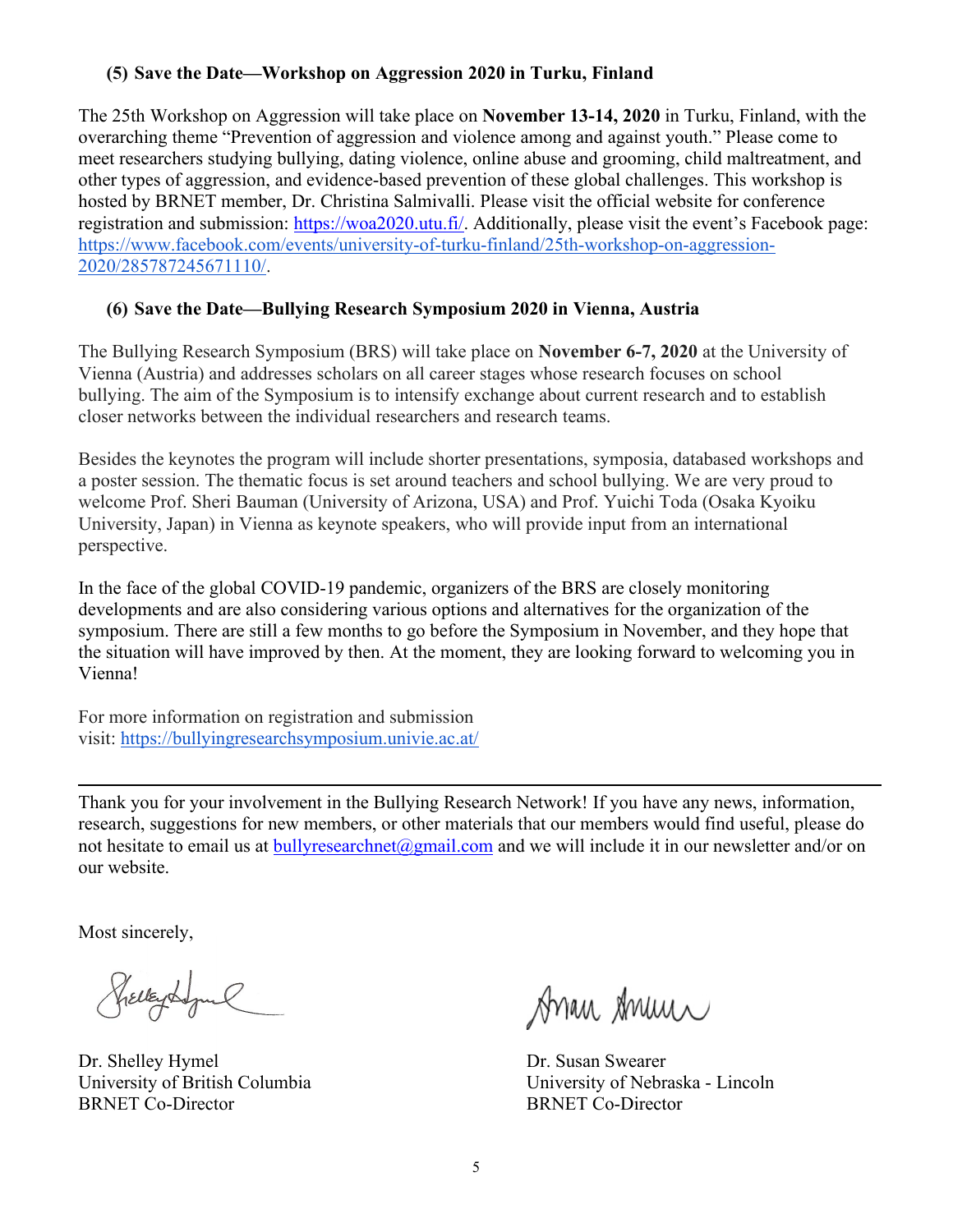### (5) Save the Date—Workshop on Aggression 2020 in Turku, Finland

The 25th Workshop on Aggression will take place on **November 13-14, 2020** in Turku, Finland, with the overarching theme "Prevention of aggression and violence among and against youth." Please come to meet researchers studying bullying, dating violence, online abuse and grooming, child maltreatment, and other types of aggression, and evidence-based prevention of these global challenges. This workshop is hosted by BRNET member, Dr. Christina Salmivalli. Please visit the official website for conference registration and submission: https://woa2020.utu.fi/. Additionally, please visit the event's Facebook page: https://www.facebook.com/events/university-of-turku-finland/25th-workshop-on-aggression-2020/285787245671110/.

### (6) Save the Date—Bullying Research Symposium 2020 in Vienna, Austria

The Bullying Research Symposium (BRS) will take place on **November 6-7, 2020** at the University of Vienna (Austria) and addresses scholars on all career stages whose research focuses on school bullying. The aim of the Symposium is to intensify exchange about current research and to establish closer networks between the individual researchers and research teams.

Besides the keynotes the program will include shorter presentations, symposia, databased workshops and a poster session. The thematic focus is set around teachers and school bullying. We are very proud to welcome Prof. Sheri Bauman (University of Arizona, USA) and Prof. Yuichi Toda (Osaka Kyoiku University, Japan) in Vienna as keynote speakers, who will provide input from an international perspective.

In the face of the global COVID-19 pandemic, organizers of the BRS are closely monitoring developments and are also considering various options and alternatives for the organization of the symposium. There are still a few months to go before the Symposium in November, and they hope that the situation will have improved by then. At the moment, they are looking forward to welcoming you in Vienna!

For more information on registration and submission visit: https://bullyingresearchsymposium.univie.ac.at/

---

Thank you for your involvement in the Bullying Research Network! If you have any news, information, research, suggestions for new members, or other materials that our members would find useful, please do not hesitate to email us at bullyresearchnet@gmail.com and we will include it in our newsletter and/or on our website.

Most sincerely,

Dr. Shelley Hymel
University of British Columbia
BRNET Co-Director

Dr. Susan Swearer
University of Nebraska - Lincoln
BRNET Co-Director